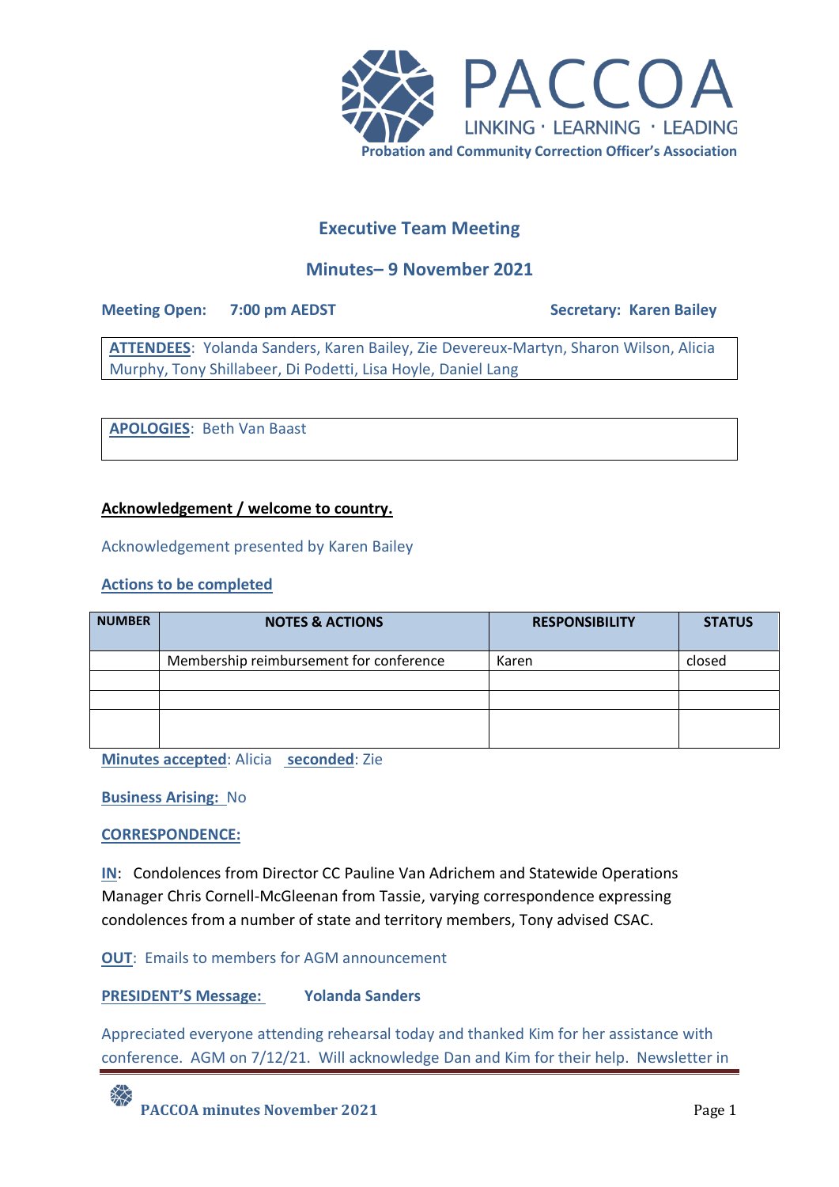PACCOA

LINKING · LEARNING · LEADING

Probation and Community Correction Officer's Association

## Executive Team Meeting

## Minutes– 9 November 2021

**Meeting Open: 7:00 pm AEDST** **Secretary: Karen Bailey**

**ATTENDEES**: Yolanda Sanders, Karen Bailey, Zie Devereux-Martyn, Sharon Wilson, Alicia Murphy, Tony Shillabeer, Di Podetti, Lisa Hoyle, Daniel Lang

**APOLOGIES**: Beth Van Baast

**Acknowledgement / welcome to country.**

Acknowledgement presented by Karen Bailey

**Actions to be completed**

| NUMBER | NOTES & ACTIONS | RESPONSIBILITY | STATUS |
|---|---|---|---|
| | Membership reimbursement for conference | Karen | closed |
| | | | |
| | | | |
| | | | |

**Minutes accepted**: Alicia **seconded**: Zie

**Business Arising:** No

**CORRESPONDENCE:**

**IN**: Condolences from Director CC Pauline Van Adrichem and Statewide Operations Manager Chris Cornell-McGleenan from Tassie, varying correspondence expressing condolences from a number of state and territory members, Tony advised CSAC.

**OUT**: Emails to members for AGM announcement

**PRESIDENT'S Message:** **Yolanda Sanders**

Appreciated everyone attending rehearsal today and thanked Kim for her assistance with conference. AGM on 7/12/21. Will acknowledge Dan and Kim for their help. Newsletter in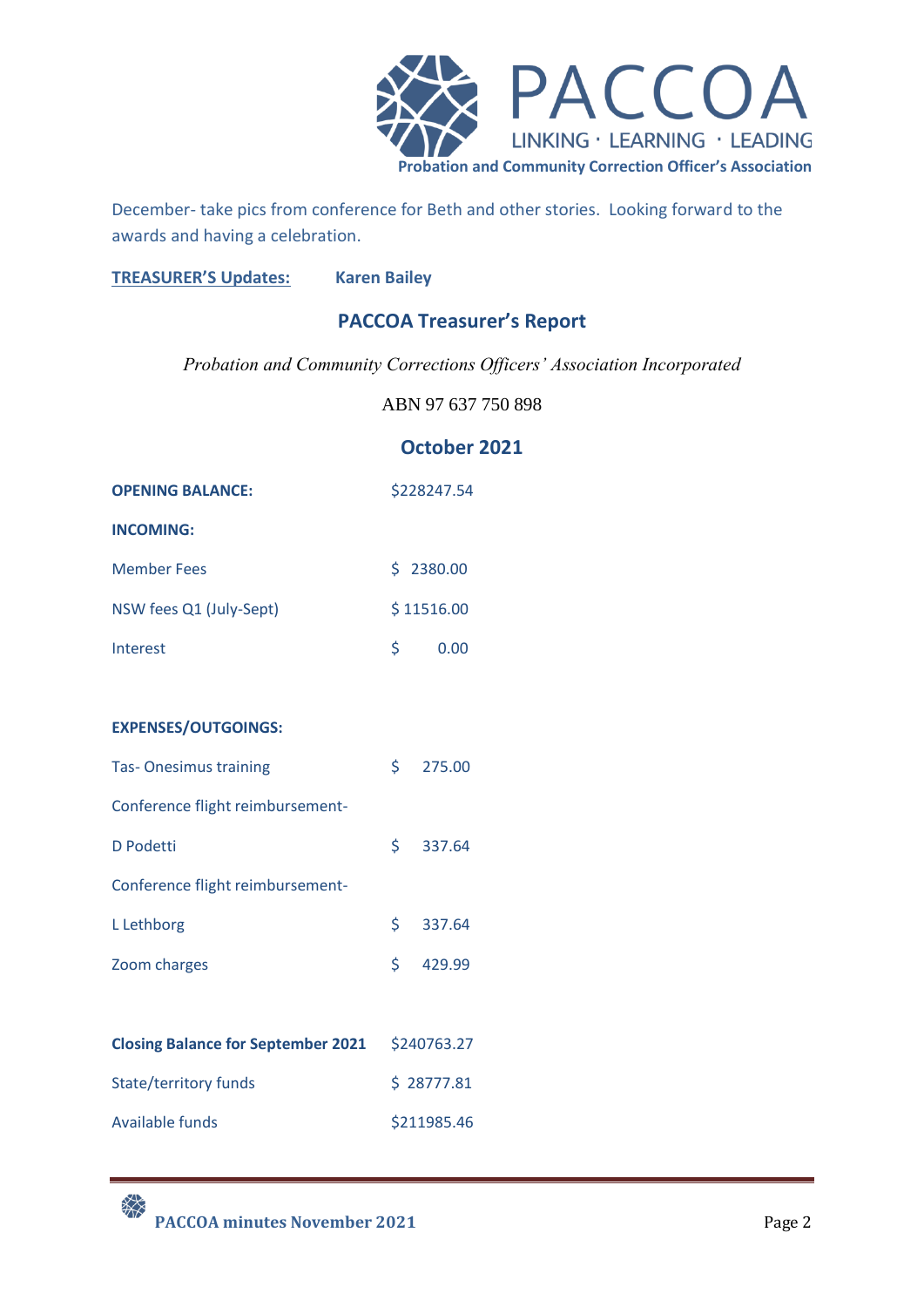December- take pics from conference for Beth and other stories. Looking forward to the awards and having a celebration.

**TREASURER'S Updates:** **Karen Bailey**

## PACCOA Treasurer's Report

*Probation and Community Corrections Officers' Association Incorporated*

ABN 97 637 750 898

### October 2021

| | |
|---|---|
| **OPENING BALANCE:** | $228247.54 |
| **INCOMING:** | |
| Member Fees | $ 2380.00 |
| NSW fees Q1 (July-Sept) | $ 11516.00 |
| Interest | $ 0.00 |
| | |
| **EXPENSES/OUTGOINGS:** | |
| Tas- Onesimus training | $ 275.00 |
| Conference flight reimbursement- | |
| D Podetti | $ 337.64 |
| Conference flight reimbursement- | |
| L Lethborg | $ 337.64 |
| Zoom charges | $ 429.99 |
| | |
| **Closing Balance for September 2021** | $240763.27 |
| State/territory funds | $ 28777.81 |
| Available funds | $211985.46 |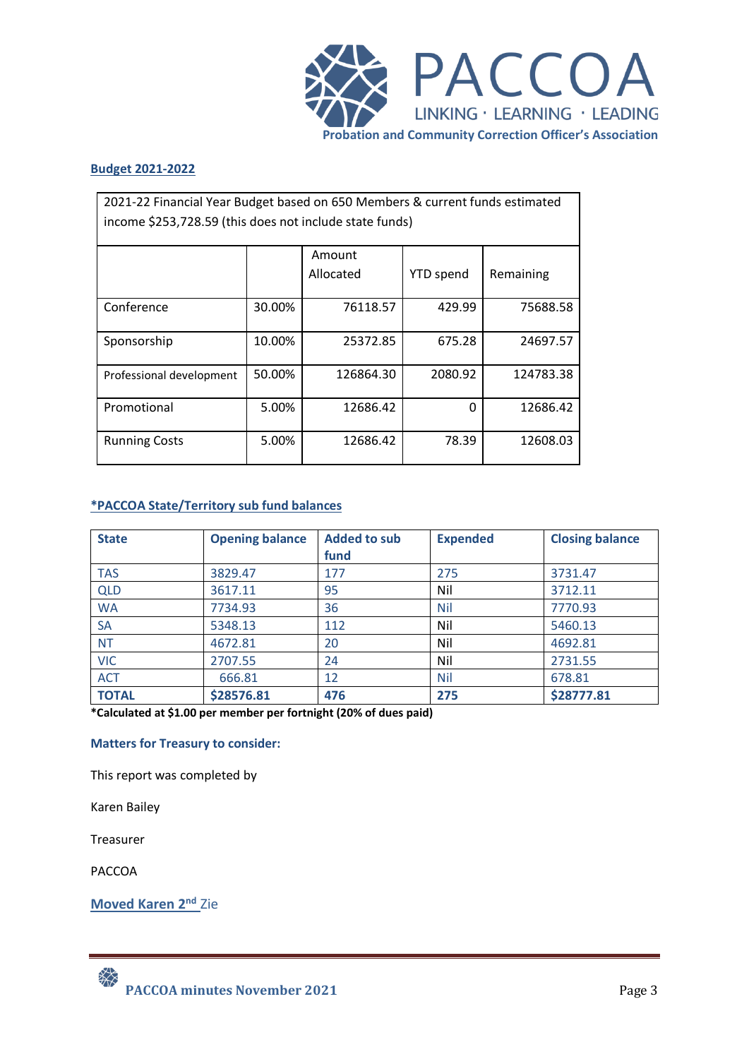PACCOA

LINKING · LEARNING · LEADING

Probation and Community Correction Officer's Association

**Budget 2021-2022**

| 2021-22 Financial Year Budget based on 650 Members & current funds estimated income $253,728.59 (this does not include state funds) | | | | |
|---|---|---|---|---|
| | | Amount Allocated | YTD spend | Remaining |
| Conference | 30.00% | 76118.57 | 429.99 | 75688.58 |
| Sponsorship | 10.00% | 25372.85 | 675.28 | 24697.57 |
| Professional development | 50.00% | 126864.30 | 2080.92 | 124783.38 |
| Promotional | 5.00% | 12686.42 | 0 | 12686.42 |
| Running Costs | 5.00% | 12686.42 | 78.39 | 12608.03 |

**\*PACCOA State/Territory sub fund balances**

| State | Opening balance | Added to sub fund | Expended | Closing balance |
|---|---|---|---|---|
| TAS | 3829.47 | 177 | 275 | 3731.47 |
| QLD | 3617.11 | 95 | Nil | 3712.11 |
| WA | 7734.93 | 36 | Nil | 7770.93 |
| SA | 5348.13 | 112 | Nil | 5460.13 |
| NT | 4672.81 | 20 | Nil | 4692.81 |
| VIC | 2707.55 | 24 | Nil | 2731.55 |
| ACT | 666.81 | 12 | Nil | 678.81 |
| **TOTAL** | **$28576.81** | **476** | **275** | **$28777.81** |

**\*Calculated at $1.00 per member per fortnight (20% of dues paid)**

**Matters for Treasury to consider:**

This report was completed by

Karen Bailey

Treasurer

PACCOA

**Moved Karen 2nd** Zie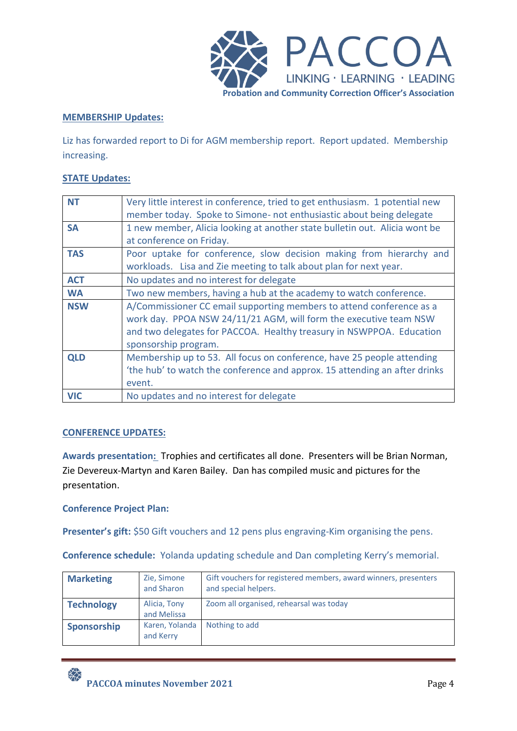**MEMBERSHIP Updates:**

Liz has forwarded report to Di for AGM membership report. Report updated. Membership increasing.

**STATE Updates:**

| | |
|---|---|
| **NT** | Very little interest in conference, tried to get enthusiasm. 1 potential new member today. Spoke to Simone- not enthusiastic about being delegate |
| **SA** | 1 new member, Alicia looking at another state bulletin out. Alicia wont be at conference on Friday. |
| **TAS** | Poor uptake for conference, slow decision making from hierarchy and workloads. Lisa and Zie meeting to talk about plan for next year. |
| **ACT** | No updates and no interest for delegate |
| **WA** | Two new members, having a hub at the academy to watch conference. |
| **NSW** | A/Commissioner CC email supporting members to attend conference as a work day. PPOA NSW 24/11/21 AGM, will form the executive team NSW and two delegates for PACCOA. Healthy treasury in NSWPPOA. Education sponsorship program. |
| **QLD** | Membership up to 53. All focus on conference, have 25 people attending 'the hub' to watch the conference and approx. 15 attending an after drinks event. |
| **VIC** | No updates and no interest for delegate |

**CONFERENCE UPDATES:**

**Awards presentation:** Trophies and certificates all done. Presenters will be Brian Norman, Zie Devereux-Martyn and Karen Bailey. Dan has compiled music and pictures for the presentation.

**Conference Project Plan:**

**Presenter's gift:** $50 Gift vouchers and 12 pens plus engraving-Kim organising the pens.

**Conference schedule:** Yolanda updating schedule and Dan completing Kerry's memorial.

| | | |
|---|---|---|
| **Marketing** | Zie, Simone and Sharon | Gift vouchers for registered members, award winners, presenters and special helpers. |
| **Technology** | Alicia, Tony and Melissa | Zoom all organised, rehearsal was today |
| **Sponsorship** | Karen, Yolanda and Kerry | Nothing to add |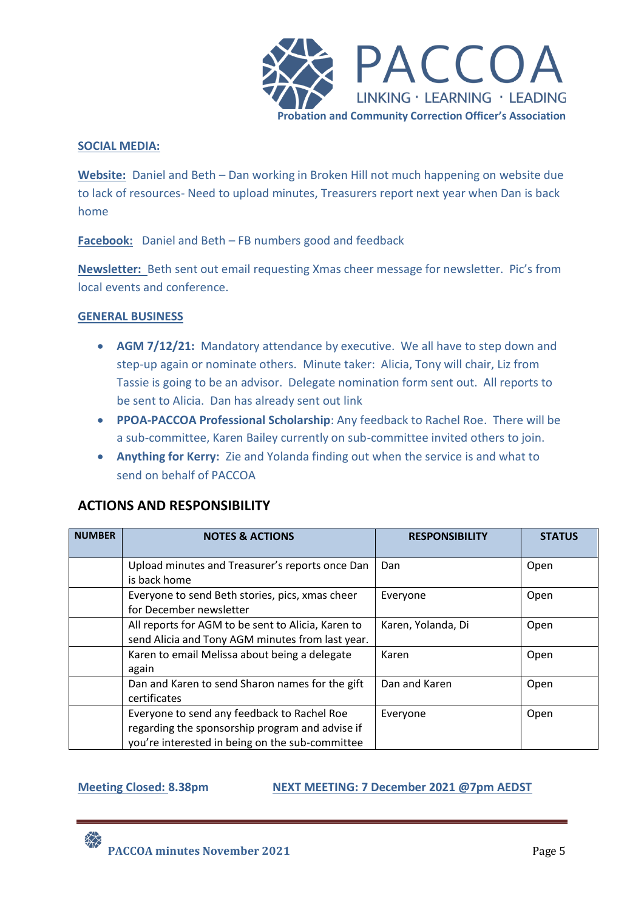**SOCIAL MEDIA:**

**Website:** Daniel and Beth – Dan working in Broken Hill not much happening on website due to lack of resources- Need to upload minutes, Treasurers report next year when Dan is back home

**Facebook:** Daniel and Beth – FB numbers good and feedback

**Newsletter:** Beth sent out email requesting Xmas cheer message for newsletter. Pic's from local events and conference.

**GENERAL BUSINESS**

- **AGM 7/12/21:** Mandatory attendance by executive. We all have to step down and step-up again or nominate others. Minute taker: Alicia, Tony will chair, Liz from Tassie is going to be an advisor. Delegate nomination form sent out. All reports to be sent to Alicia. Dan has already sent out link
- **PPOA-PACCOA Professional Scholarship**: Any feedback to Rachel Roe. There will be a sub-committee, Karen Bailey currently on sub-committee invited others to join.
- **Anything for Kerry:** Zie and Yolanda finding out when the service is and what to send on behalf of PACCOA

## ACTIONS AND RESPONSIBILITY

| NUMBER | NOTES & ACTIONS | RESPONSIBILITY | STATUS |
|---|---|---|---|
| | Upload minutes and Treasurer's reports once Dan is back home | Dan | Open |
| | Everyone to send Beth stories, pics, xmas cheer for December newsletter | Everyone | Open |
| | All reports for AGM to be sent to Alicia, Karen to send Alicia and Tony AGM minutes from last year. | Karen, Yolanda, Di | Open |
| | Karen to email Melissa about being a delegate again | Karen | Open |
| | Dan and Karen to send Sharon names for the gift certificates | Dan and Karen | Open |
| | Everyone to send any feedback to Rachel Roe regarding the sponsorship program and advise if you're interested in being on the sub-committee | Everyone | Open |

**Meeting Closed: 8.38pm** **NEXT MEETING: 7 December 2021 @7pm AEDST**